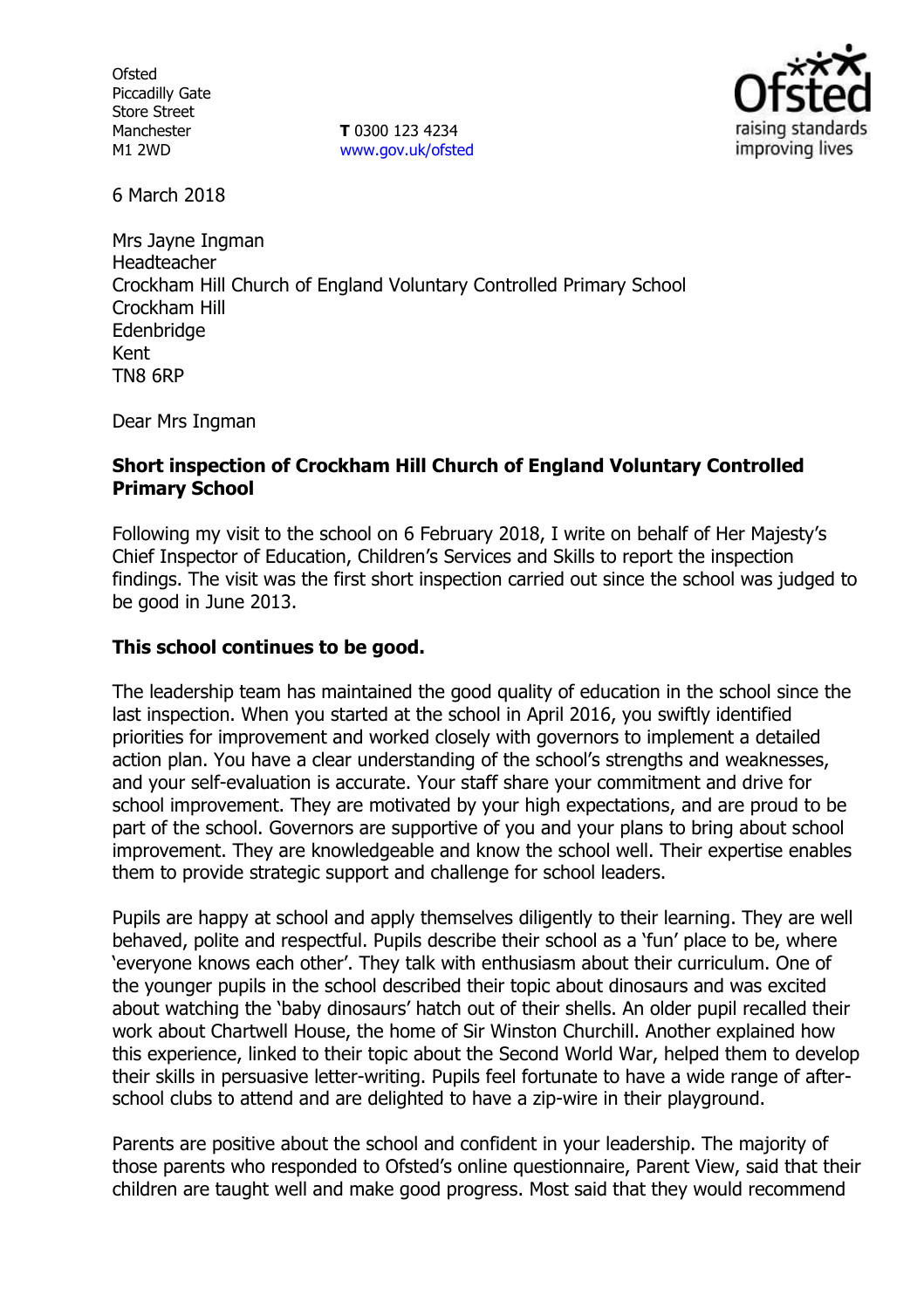Ofsted
Piccadilly Gate
Store Street
Manchester
M1 2WD

**T** 0300 123 4234
www.gov.uk/ofsted

6 March 2018

Mrs Jayne Ingman
Headteacher
Crockham Hill Church of England Voluntary Controlled Primary School
Crockham Hill
Edenbridge
Kent
TN8 6RP

Dear Mrs Ingman

**Short inspection of Crockham Hill Church of England Voluntary Controlled Primary School**

Following my visit to the school on 6 February 2018, I write on behalf of Her Majesty's Chief Inspector of Education, Children's Services and Skills to report the inspection findings. The visit was the first short inspection carried out since the school was judged to be good in June 2013.

**This school continues to be good.**

The leadership team has maintained the good quality of education in the school since the last inspection. When you started at the school in April 2016, you swiftly identified priorities for improvement and worked closely with governors to implement a detailed action plan. You have a clear understanding of the school's strengths and weaknesses, and your self-evaluation is accurate. Your staff share your commitment and drive for school improvement. They are motivated by your high expectations, and are proud to be part of the school. Governors are supportive of you and your plans to bring about school improvement. They are knowledgeable and know the school well. Their expertise enables them to provide strategic support and challenge for school leaders.

Pupils are happy at school and apply themselves diligently to their learning. They are well behaved, polite and respectful. Pupils describe their school as a 'fun' place to be, where 'everyone knows each other'. They talk with enthusiasm about their curriculum. One of the younger pupils in the school described their topic about dinosaurs and was excited about watching the 'baby dinosaurs' hatch out of their shells. An older pupil recalled their work about Chartwell House, the home of Sir Winston Churchill. Another explained how this experience, linked to their topic about the Second World War, helped them to develop their skills in persuasive letter-writing. Pupils feel fortunate to have a wide range of after-school clubs to attend and are delighted to have a zip-wire in their playground.

Parents are positive about the school and confident in your leadership. The majority of those parents who responded to Ofsted's online questionnaire, Parent View, said that their children are taught well and make good progress. Most said that they would recommend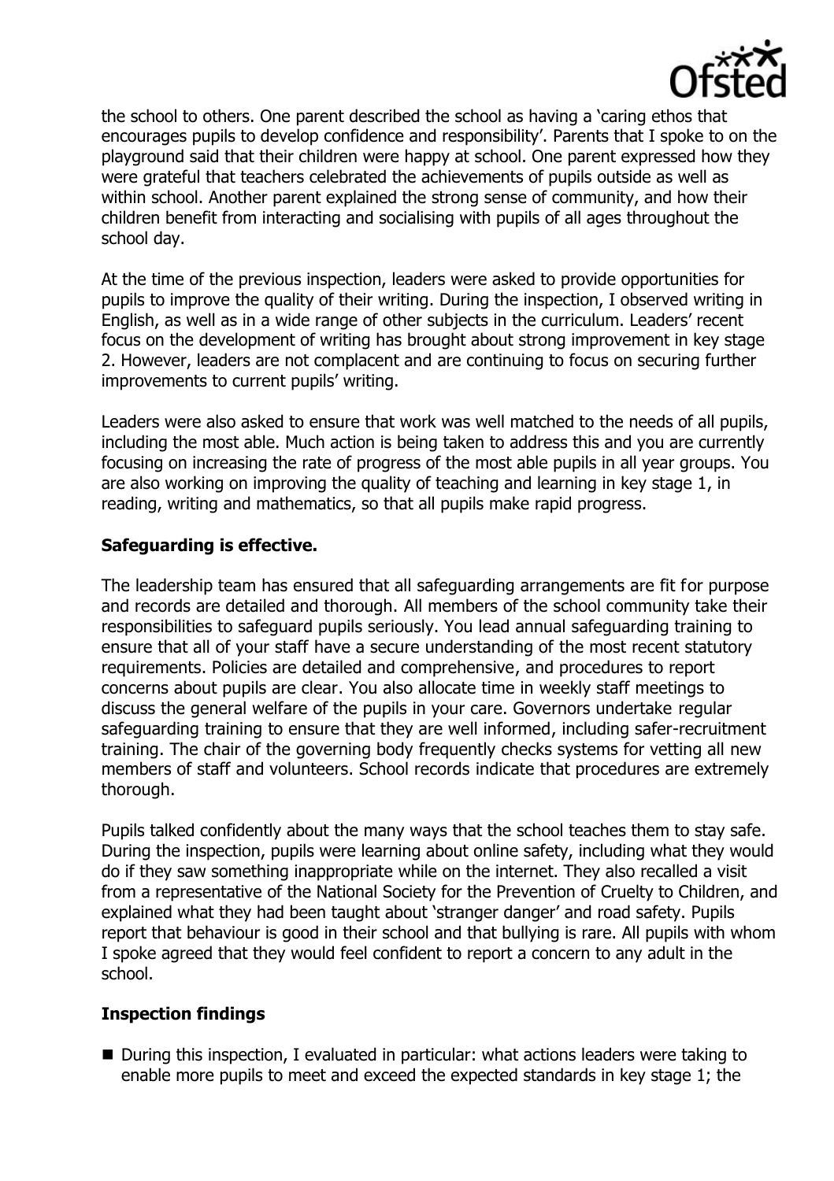the school to others. One parent described the school as having a 'caring ethos that encourages pupils to develop confidence and responsibility'. Parents that I spoke to on the playground said that their children were happy at school. One parent expressed how they were grateful that teachers celebrated the achievements of pupils outside as well as within school. Another parent explained the strong sense of community, and how their children benefit from interacting and socialising with pupils of all ages throughout the school day.

At the time of the previous inspection, leaders were asked to provide opportunities for pupils to improve the quality of their writing. During the inspection, I observed writing in English, as well as in a wide range of other subjects in the curriculum. Leaders' recent focus on the development of writing has brought about strong improvement in key stage 2. However, leaders are not complacent and are continuing to focus on securing further improvements to current pupils' writing.

Leaders were also asked to ensure that work was well matched to the needs of all pupils, including the most able. Much action is being taken to address this and you are currently focusing on increasing the rate of progress of the most able pupils in all year groups. You are also working on improving the quality of teaching and learning in key stage 1, in reading, writing and mathematics, so that all pupils make rapid progress.

## Safeguarding is effective.

The leadership team has ensured that all safeguarding arrangements are fit for purpose and records are detailed and thorough. All members of the school community take their responsibilities to safeguard pupils seriously. You lead annual safeguarding training to ensure that all of your staff have a secure understanding of the most recent statutory requirements. Policies are detailed and comprehensive, and procedures to report concerns about pupils are clear. You also allocate time in weekly staff meetings to discuss the general welfare of the pupils in your care. Governors undertake regular safeguarding training to ensure that they are well informed, including safer-recruitment training. The chair of the governing body frequently checks systems for vetting all new members of staff and volunteers. School records indicate that procedures are extremely thorough.

Pupils talked confidently about the many ways that the school teaches them to stay safe. During the inspection, pupils were learning about online safety, including what they would do if they saw something inappropriate while on the internet. They also recalled a visit from a representative of the National Society for the Prevention of Cruelty to Children, and explained what they had been taught about 'stranger danger' and road safety. Pupils report that behaviour is good in their school and that bullying is rare. All pupils with whom I spoke agreed that they would feel confident to report a concern to any adult in the school.

## Inspection findings

- During this inspection, I evaluated in particular: what actions leaders were taking to enable more pupils to meet and exceed the expected standards in key stage 1; the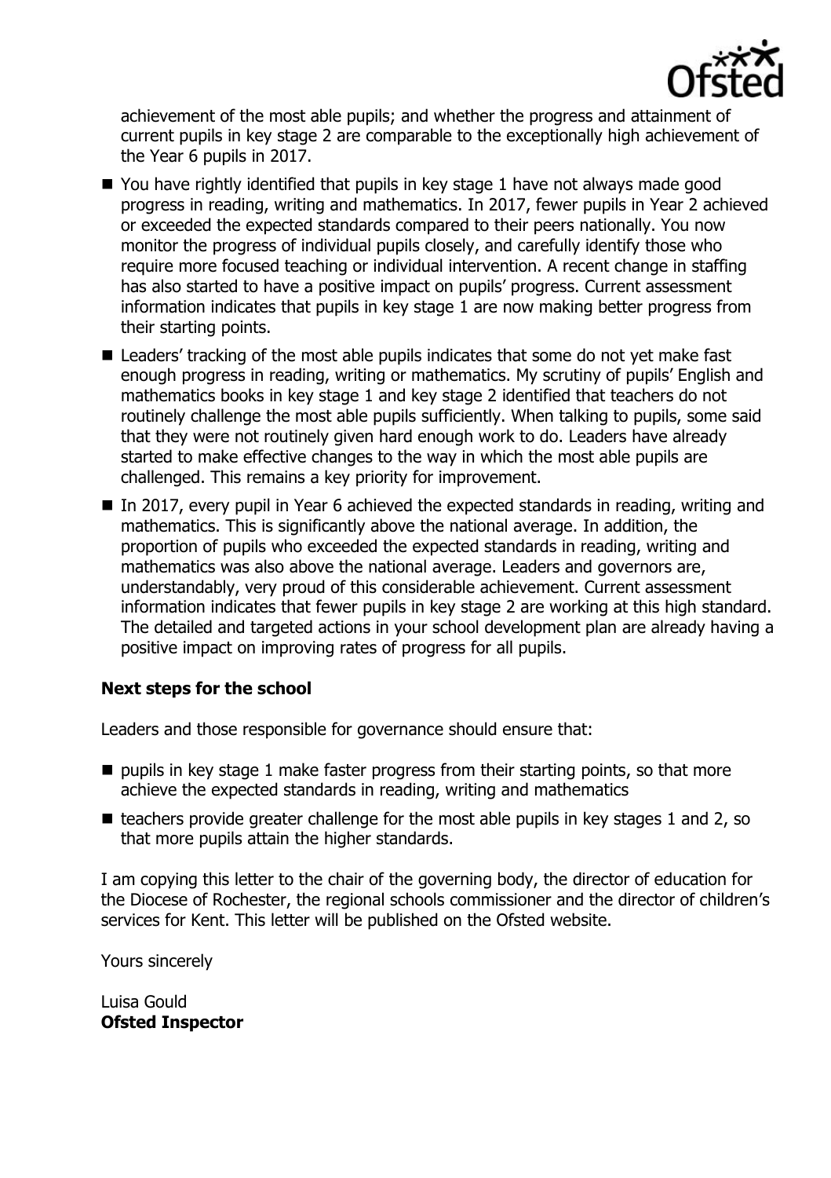achievement of the most able pupils; and whether the progress and attainment of current pupils in key stage 2 are comparable to the exceptionally high achievement of the Year 6 pupils in 2017.

- You have rightly identified that pupils in key stage 1 have not always made good progress in reading, writing and mathematics. In 2017, fewer pupils in Year 2 achieved or exceeded the expected standards compared to their peers nationally. You now monitor the progress of individual pupils closely, and carefully identify those who require more focused teaching or individual intervention. A recent change in staffing has also started to have a positive impact on pupils' progress. Current assessment information indicates that pupils in key stage 1 are now making better progress from their starting points.
- Leaders' tracking of the most able pupils indicates that some do not yet make fast enough progress in reading, writing or mathematics. My scrutiny of pupils' English and mathematics books in key stage 1 and key stage 2 identified that teachers do not routinely challenge the most able pupils sufficiently. When talking to pupils, some said that they were not routinely given hard enough work to do. Leaders have already started to make effective changes to the way in which the most able pupils are challenged. This remains a key priority for improvement.
- In 2017, every pupil in Year 6 achieved the expected standards in reading, writing and mathematics. This is significantly above the national average. In addition, the proportion of pupils who exceeded the expected standards in reading, writing and mathematics was also above the national average. Leaders and governors are, understandably, very proud of this considerable achievement. Current assessment information indicates that fewer pupils in key stage 2 are working at this high standard. The detailed and targeted actions in your school development plan are already having a positive impact on improving rates of progress for all pupils.

**Next steps for the school**

Leaders and those responsible for governance should ensure that:

- pupils in key stage 1 make faster progress from their starting points, so that more achieve the expected standards in reading, writing and mathematics
- teachers provide greater challenge for the most able pupils in key stages 1 and 2, so that more pupils attain the higher standards.

I am copying this letter to the chair of the governing body, the director of education for the Diocese of Rochester, the regional schools commissioner and the director of children's services for Kent. This letter will be published on the Ofsted website.

Yours sincerely

Luisa Gould
**Ofsted Inspector**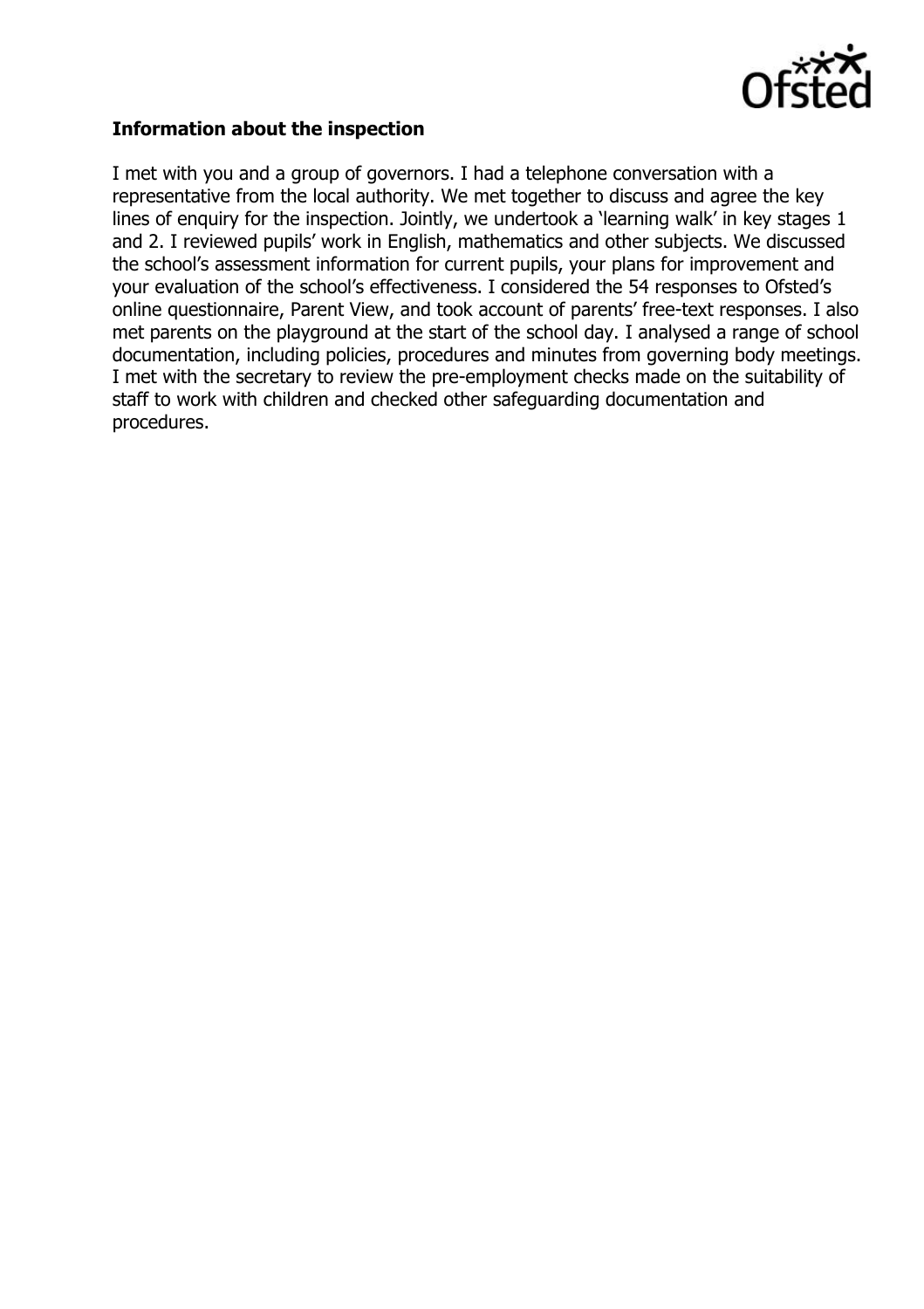**Information about the inspection**

I met with you and a group of governors. I had a telephone conversation with a representative from the local authority. We met together to discuss and agree the key lines of enquiry for the inspection. Jointly, we undertook a 'learning walk' in key stages 1 and 2. I reviewed pupils' work in English, mathematics and other subjects. We discussed the school's assessment information for current pupils, your plans for improvement and your evaluation of the school's effectiveness. I considered the 54 responses to Ofsted's online questionnaire, Parent View, and took account of parents' free-text responses. I also met parents on the playground at the start of the school day. I analysed a range of school documentation, including policies, procedures and minutes from governing body meetings. I met with the secretary to review the pre-employment checks made on the suitability of staff to work with children and checked other safeguarding documentation and procedures.